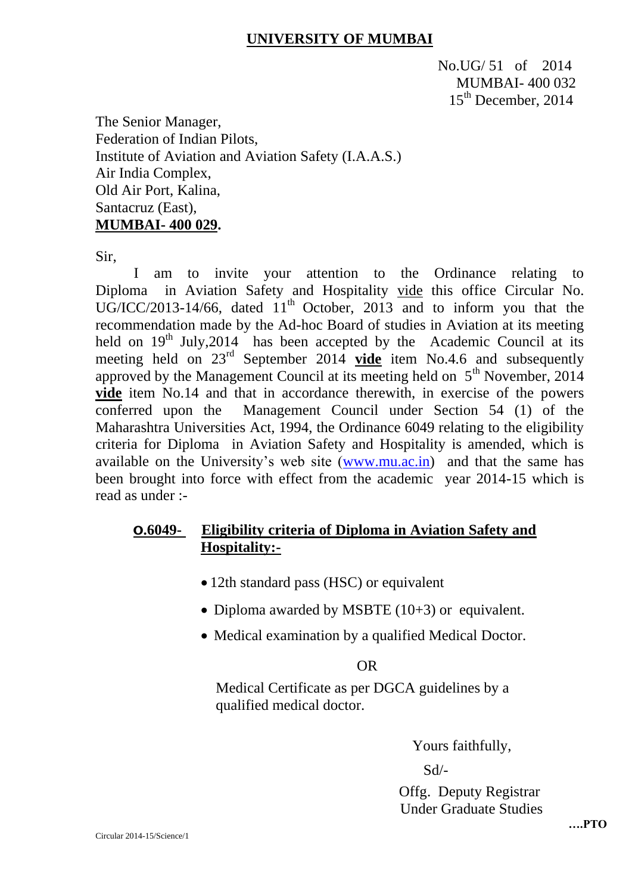**UNIVERSITY OF MUMBAI**

No.UG/ 51 of 2014
MUMBAI- 400 032
15th December, 2014

The Senior Manager,
Federation of Indian Pilots,
Institute of Aviation and Aviation Safety (I.A.A.S.)
Air India Complex,
Old Air Port, Kalina,
Santacruz (East),
**MUMBAI- 400 029.**

Sir,

I am to invite your attention to the Ordinance relating to Diploma in Aviation Safety and Hospitality vide this office Circular No. UG/ICC/2013-14/66, dated 11th October, 2013 and to inform you that the recommendation made by the Ad-hoc Board of studies in Aviation at its meeting held on 19th July,2014 has been accepted by the Academic Council at its meeting held on 23rd September 2014 **vide** item No.4.6 and subsequently approved by the Management Council at its meeting held on 5th November, 2014 **vide** item No.14 and that in accordance therewith, in exercise of the powers conferred upon the Management Council under Section 54 (1) of the Maharashtra Universities Act, 1994, the Ordinance 6049 relating to the eligibility criteria for Diploma in Aviation Safety and Hospitality is amended, which is available on the University's web site (www.mu.ac.in) and that the same has been brought into force with effect from the academic year 2014-15 which is read as under :-

**O.6049- Eligibility criteria of Diploma in Aviation Safety and Hospitality:-**

- 12th standard pass (HSC) or equivalent
- Diploma awarded by MSBTE (10+3) or equivalent.
- Medical examination by a qualified Medical Doctor.

OR

Medical Certificate as per DGCA guidelines by a qualified medical doctor.

Yours faithfully,

Sd/-

Offg. Deputy Registrar
Under Graduate Studies

**….PTO**

Circular 2014-15/Science/1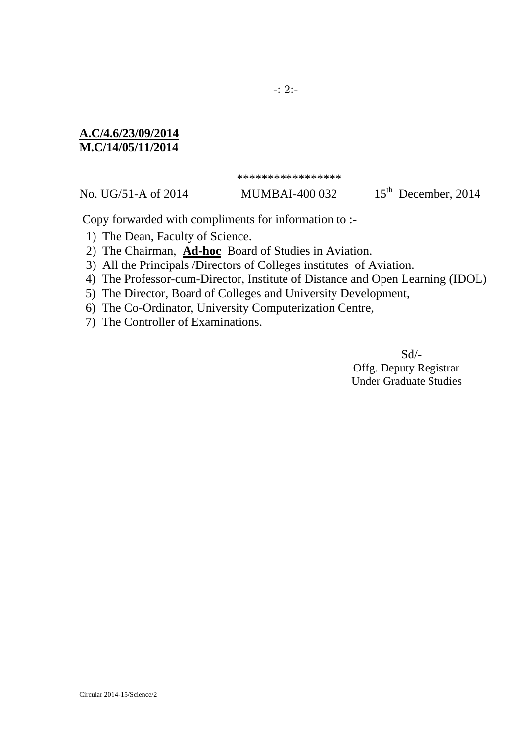**A.C/4.6/23/09/2014**
**M.C/14/05/11/2014**

*****************

No. UG/51-A of 2014 MUMBAI-400 032 15th December, 2014

Copy forwarded with compliments for information to :-

1) The Dean, Faculty of Science.
2) The Chairman, **Ad-hoc** Board of Studies in Aviation.
3) All the Principals /Directors of Colleges institutes of Aviation.
4) The Professor-cum-Director, Institute of Distance and Open Learning (IDOL)
5) The Director, Board of Colleges and University Development,
6) The Co-Ordinator, University Computerization Centre,
7) The Controller of Examinations.

Sd/-
Offg. Deputy Registrar
Under Graduate Studies

Circular 2014-15/Science/2